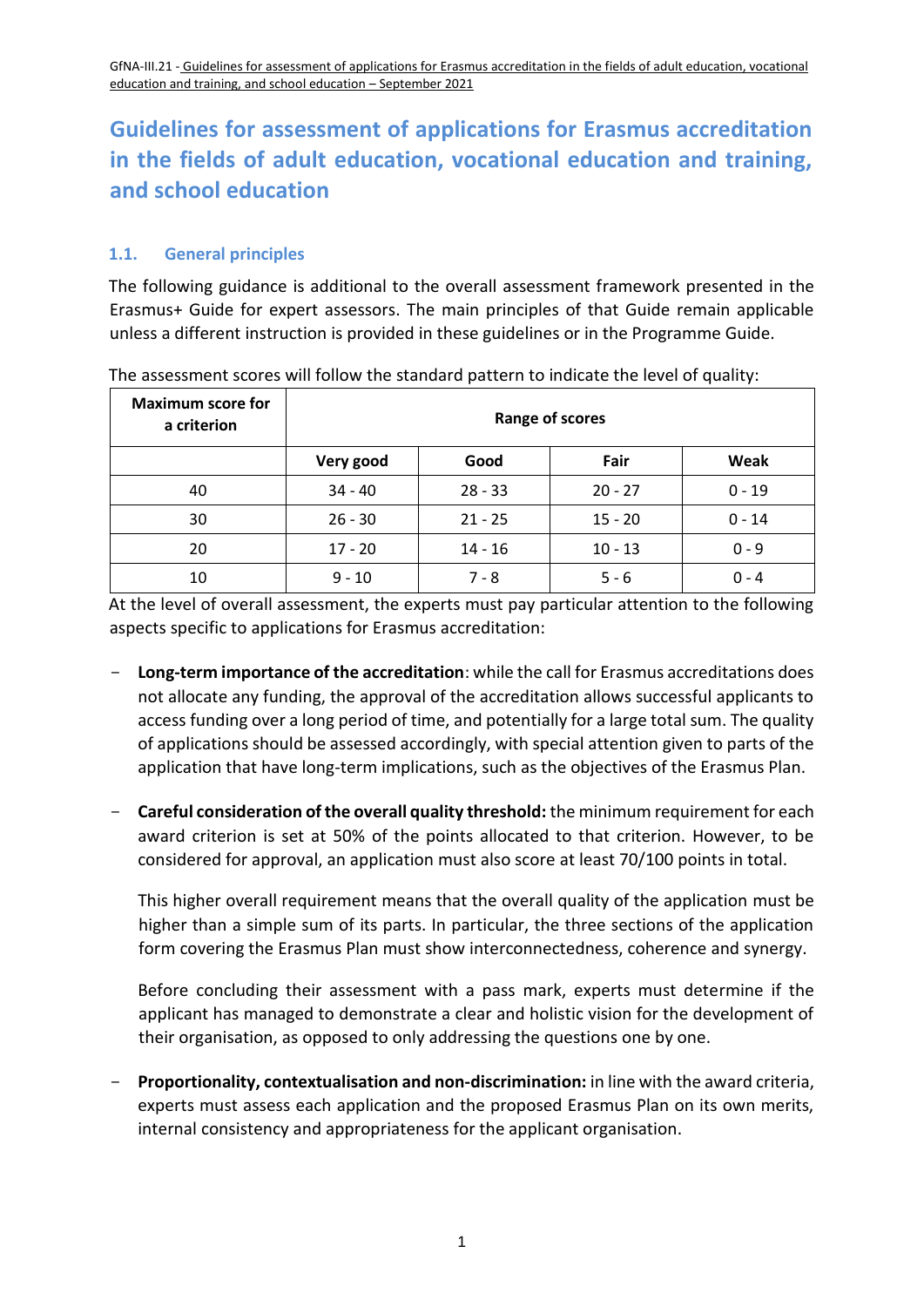# Guidelines for assessment of applications for Erasmus accreditation in the fields of adult education, vocational education and training, and school education

## 1.1. General principles

The following guidance is additional to the overall assessment framework presented in the Erasmus+ Guide for expert assessors. The main principles of that Guide remain applicable unless a different instruction is provided in these guidelines or in the Programme Guide.

The assessment scores will follow the standard pattern to indicate the level of quality:

| Maximum score for a criterion | Range of scores | | | |
|---|---|---|---|---|
| | **Very good** | **Good** | **Fair** | **Weak** |
| 40 | 34 - 40 | 28 - 33 | 20 - 27 | 0 - 19 |
| 30 | 26 - 30 | 21 - 25 | 15 - 20 | 0 - 14 |
| 20 | 17 - 20 | 14 - 16 | 10 - 13 | 0 - 9 |
| 10 | 9 - 10 | 7 - 8 | 5 - 6 | 0 - 4 |

At the level of overall assessment, the experts must pay particular attention to the following aspects specific to applications for Erasmus accreditation:

- **Long-term importance of the accreditation**: while the call for Erasmus accreditations does not allocate any funding, the approval of the accreditation allows successful applicants to access funding over a long period of time, and potentially for a large total sum. The quality of applications should be assessed accordingly, with special attention given to parts of the application that have long-term implications, such as the objectives of the Erasmus Plan.

- **Careful consideration of the overall quality threshold:** the minimum requirement for each award criterion is set at 50% of the points allocated to that criterion. However, to be considered for approval, an application must also score at least 70/100 points in total.

  This higher overall requirement means that the overall quality of the application must be higher than a simple sum of its parts. In particular, the three sections of the application form covering the Erasmus Plan must show interconnectedness, coherence and synergy.

  Before concluding their assessment with a pass mark, experts must determine if the applicant has managed to demonstrate a clear and holistic vision for the development of their organisation, as opposed to only addressing the questions one by one.

- **Proportionality, contextualisation and non-discrimination:** in line with the award criteria, experts must assess each application and the proposed Erasmus Plan on its own merits, internal consistency and appropriateness for the applicant organisation.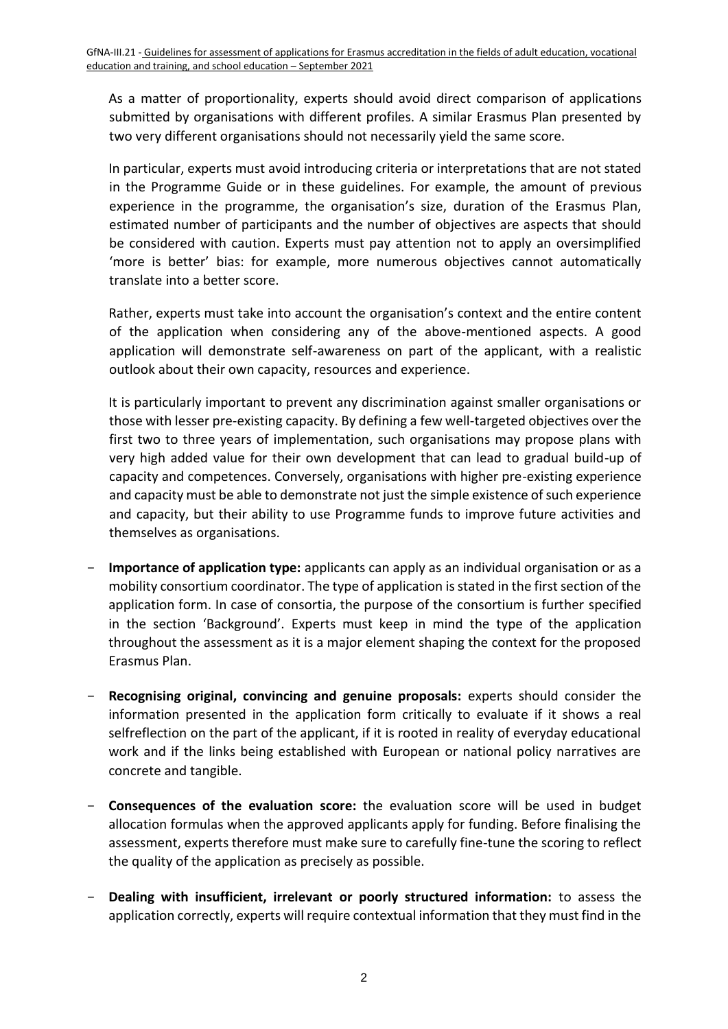As a matter of proportionality, experts should avoid direct comparison of applications submitted by organisations with different profiles. A similar Erasmus Plan presented by two very different organisations should not necessarily yield the same score.

In particular, experts must avoid introducing criteria or interpretations that are not stated in the Programme Guide or in these guidelines. For example, the amount of previous experience in the programme, the organisation's size, duration of the Erasmus Plan, estimated number of participants and the number of objectives are aspects that should be considered with caution. Experts must pay attention not to apply an oversimplified 'more is better' bias: for example, more numerous objectives cannot automatically translate into a better score.

Rather, experts must take into account the organisation's context and the entire content of the application when considering any of the above-mentioned aspects. A good application will demonstrate self-awareness on part of the applicant, with a realistic outlook about their own capacity, resources and experience.

It is particularly important to prevent any discrimination against smaller organisations or those with lesser pre-existing capacity. By defining a few well-targeted objectives over the first two to three years of implementation, such organisations may propose plans with very high added value for their own development that can lead to gradual build-up of capacity and competences. Conversely, organisations with higher pre-existing experience and capacity must be able to demonstrate not just the simple existence of such experience and capacity, but their ability to use Programme funds to improve future activities and themselves as organisations.

- **Importance of application type:** applicants can apply as an individual organisation or as a mobility consortium coordinator. The type of application is stated in the first section of the application form. In case of consortia, the purpose of the consortium is further specified in the section 'Background'. Experts must keep in mind the type of the application throughout the assessment as it is a major element shaping the context for the proposed Erasmus Plan.

- **Recognising original, convincing and genuine proposals:** experts should consider the information presented in the application form critically to evaluate if it shows a real selfreflection on the part of the applicant, if it is rooted in reality of everyday educational work and if the links being established with European or national policy narratives are concrete and tangible.

- **Consequences of the evaluation score:** the evaluation score will be used in budget allocation formulas when the approved applicants apply for funding. Before finalising the assessment, experts therefore must make sure to carefully fine-tune the scoring to reflect the quality of the application as precisely as possible.

- **Dealing with insufficient, irrelevant or poorly structured information:** to assess the application correctly, experts will require contextual information that they must find in the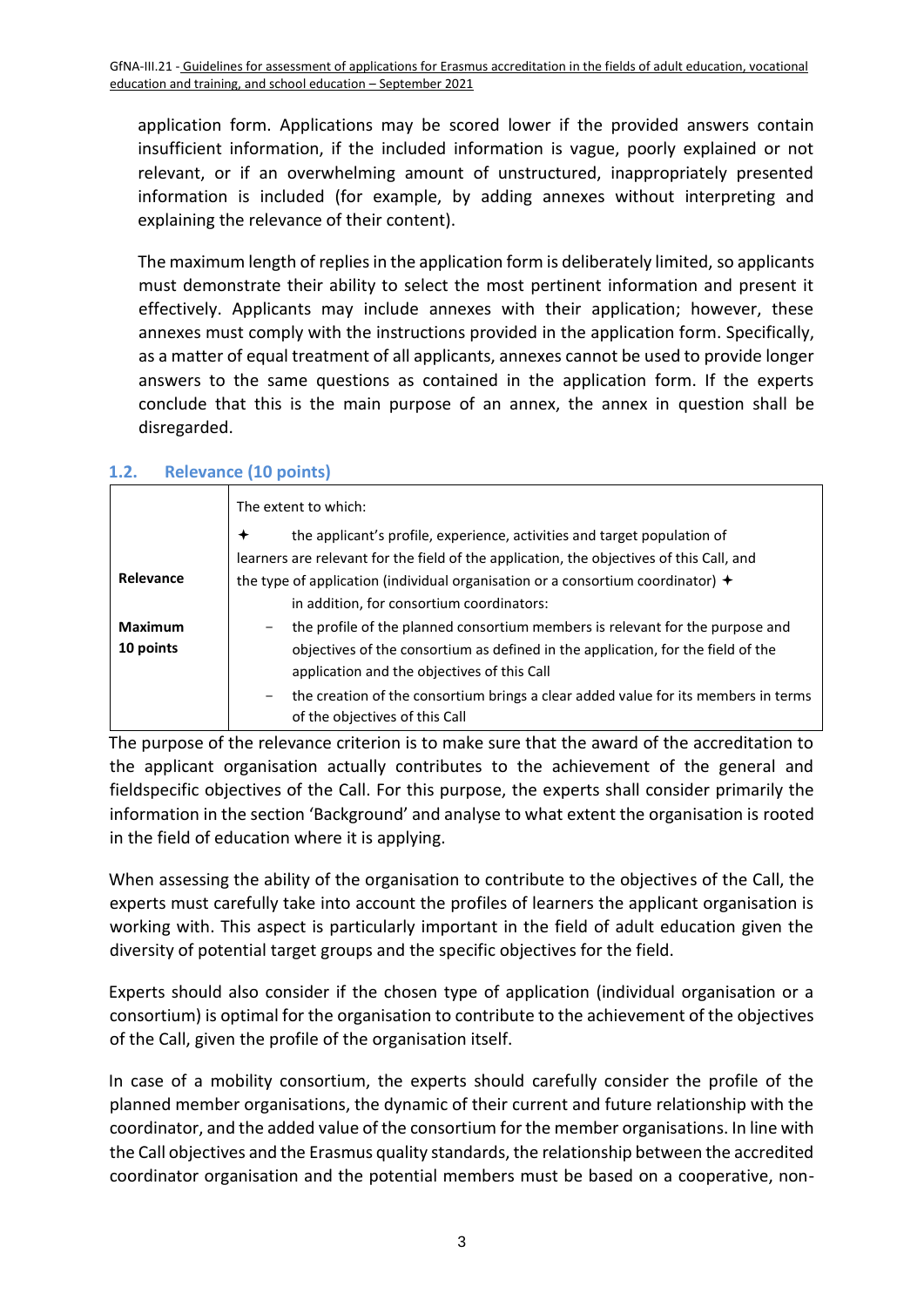application form. Applications may be scored lower if the provided answers contain insufficient information, if the included information is vague, poorly explained or not relevant, or if an overwhelming amount of unstructured, inappropriately presented information is included (for example, by adding annexes without interpreting and explaining the relevance of their content).

The maximum length of replies in the application form is deliberately limited, so applicants must demonstrate their ability to select the most pertinent information and present it effectively. Applicants may include annexes with their application; however, these annexes must comply with the instructions provided in the application form. Specifically, as a matter of equal treatment of all applicants, annexes cannot be used to provide longer answers to the same questions as contained in the application form. If the experts conclude that this is the main purpose of an annex, the annex in question shall be disregarded.

### 1.2. Relevance (10 points)

| | |
|---|---|
| **Relevance**<br><br>**Maximum 10 points** | The extent to which:<br>✦ the applicant's profile, experience, activities and target population of learners are relevant for the field of the application, the objectives of this Call, and the type of application (individual organisation or a consortium coordinator) ✦ in addition, for consortium coordinators:<br>- the profile of the planned consortium members is relevant for the purpose and objectives of the consortium as defined in the application, for the field of the application and the objectives of this Call<br>- the creation of the consortium brings a clear added value for its members in terms of the objectives of this Call |

The purpose of the relevance criterion is to make sure that the award of the accreditation to the applicant organisation actually contributes to the achievement of the general and fieldspecific objectives of the Call. For this purpose, the experts shall consider primarily the information in the section 'Background' and analyse to what extent the organisation is rooted in the field of education where it is applying.

When assessing the ability of the organisation to contribute to the objectives of the Call, the experts must carefully take into account the profiles of learners the applicant organisation is working with. This aspect is particularly important in the field of adult education given the diversity of potential target groups and the specific objectives for the field.

Experts should also consider if the chosen type of application (individual organisation or a consortium) is optimal for the organisation to contribute to the achievement of the objectives of the Call, given the profile of the organisation itself.

In case of a mobility consortium, the experts should carefully consider the profile of the planned member organisations, the dynamic of their current and future relationship with the coordinator, and the added value of the consortium for the member organisations. In line with the Call objectives and the Erasmus quality standards, the relationship between the accredited coordinator organisation and the potential members must be based on a cooperative, non-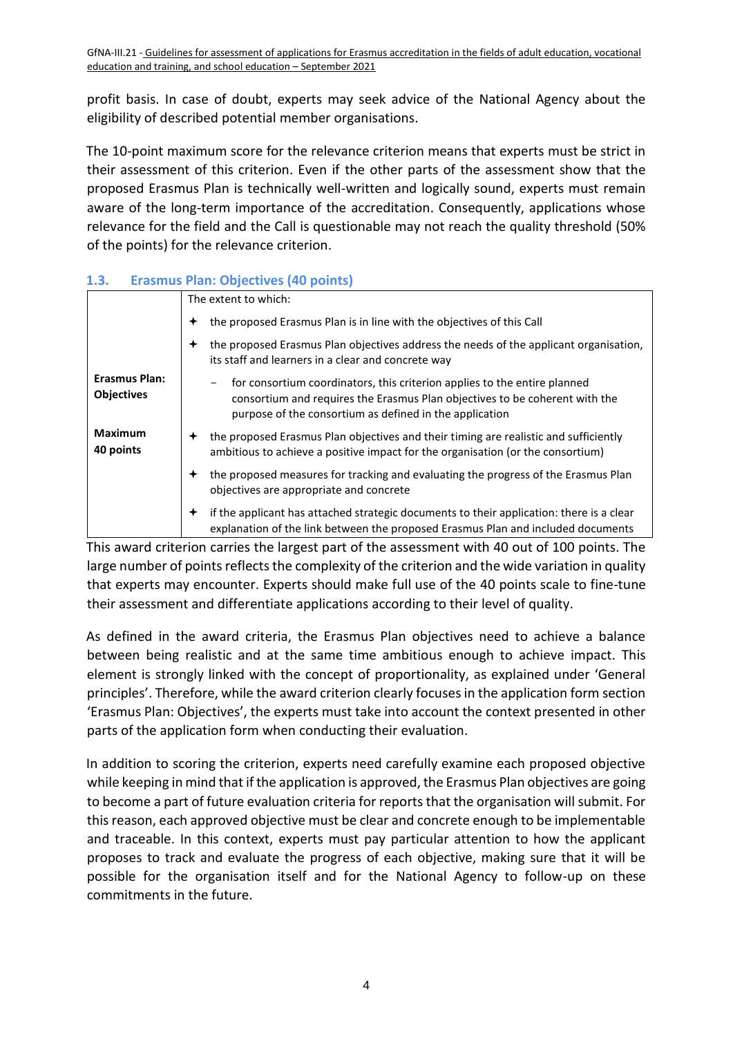profit basis. In case of doubt, experts may seek advice of the National Agency about the eligibility of described potential member organisations.

The 10-point maximum score for the relevance criterion means that experts must be strict in their assessment of this criterion. Even if the other parts of the assessment show that the proposed Erasmus Plan is technically well-written and logically sound, experts must remain aware of the long-term importance of the accreditation. Consequently, applications whose relevance for the field and the Call is questionable may not reach the quality threshold (50% of the points) for the relevance criterion.

## 1.3. Erasmus Plan: Objectives (40 points)

| | |
|---|---|
| **Erasmus Plan: Objectives**<br><br>**Maximum 40 points** | The extent to which:<br>✦ the proposed Erasmus Plan is in line with the objectives of this Call<br>✦ the proposed Erasmus Plan objectives address the needs of the applicant organisation, its staff and learners in a clear and concrete way<br>– for consortium coordinators, this criterion applies to the entire planned consortium and requires the Erasmus Plan objectives to be coherent with the purpose of the consortium as defined in the application<br>✦ the proposed Erasmus Plan objectives and their timing are realistic and sufficiently ambitious to achieve a positive impact for the organisation (or the consortium)<br>✦ the proposed measures for tracking and evaluating the progress of the Erasmus Plan objectives are appropriate and concrete<br>✦ if the applicant has attached strategic documents to their application: there is a clear explanation of the link between the proposed Erasmus Plan and included documents |

This award criterion carries the largest part of the assessment with 40 out of 100 points. The large number of points reflects the complexity of the criterion and the wide variation in quality that experts may encounter. Experts should make full use of the 40 points scale to fine-tune their assessment and differentiate applications according to their level of quality.

As defined in the award criteria, the Erasmus Plan objectives need to achieve a balance between being realistic and at the same time ambitious enough to achieve impact. This element is strongly linked with the concept of proportionality, as explained under 'General principles'. Therefore, while the award criterion clearly focuses in the application form section 'Erasmus Plan: Objectives', the experts must take into account the context presented in other parts of the application form when conducting their evaluation.

In addition to scoring the criterion, experts need carefully examine each proposed objective while keeping in mind that if the application is approved, the Erasmus Plan objectives are going to become a part of future evaluation criteria for reports that the organisation will submit. For this reason, each approved objective must be clear and concrete enough to be implementable and traceable. In this context, experts must pay particular attention to how the applicant proposes to track and evaluate the progress of each objective, making sure that it will be possible for the organisation itself and for the National Agency to follow-up on these commitments in the future.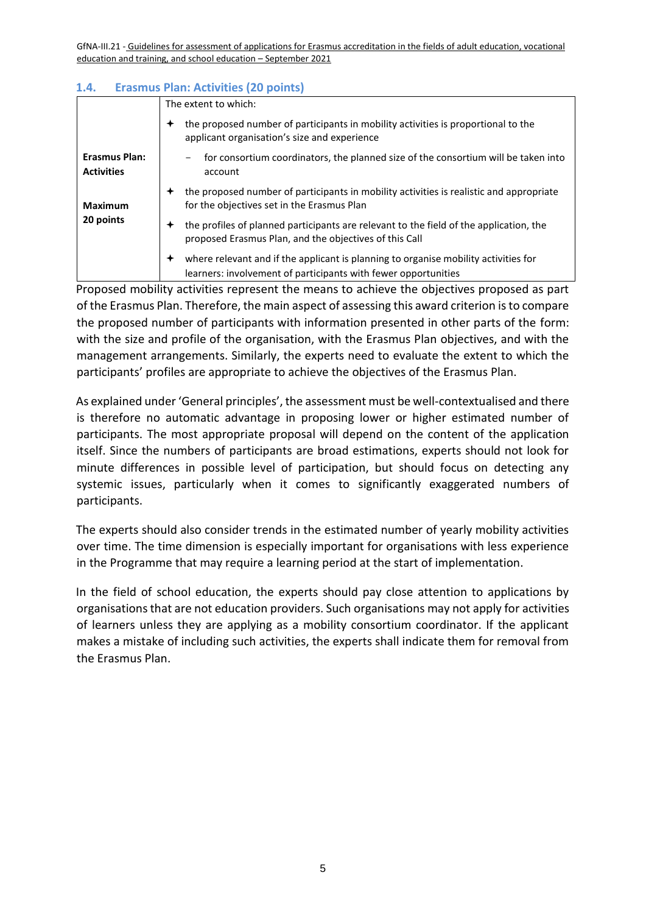### 1.4. Erasmus Plan: Activities (20 points)

| | |
|---|---|
| **Erasmus Plan: Activities**<br><br>**Maximum 20 points** | The extent to which:<br>✦ the proposed number of participants in mobility activities is proportional to the applicant organisation's size and experience<br>– for consortium coordinators, the planned size of the consortium will be taken into account<br>✦ the proposed number of participants in mobility activities is realistic and appropriate for the objectives set in the Erasmus Plan<br>✦ the profiles of planned participants are relevant to the field of the application, the proposed Erasmus Plan, and the objectives of this Call<br>✦ where relevant and if the applicant is planning to organise mobility activities for learners: involvement of participants with fewer opportunities |

Proposed mobility activities represent the means to achieve the objectives proposed as part of the Erasmus Plan. Therefore, the main aspect of assessing this award criterion is to compare the proposed number of participants with information presented in other parts of the form: with the size and profile of the organisation, with the Erasmus Plan objectives, and with the management arrangements. Similarly, the experts need to evaluate the extent to which the participants' profiles are appropriate to achieve the objectives of the Erasmus Plan.

As explained under 'General principles', the assessment must be well-contextualised and there is therefore no automatic advantage in proposing lower or higher estimated number of participants. The most appropriate proposal will depend on the content of the application itself. Since the numbers of participants are broad estimations, experts should not look for minute differences in possible level of participation, but should focus on detecting any systemic issues, particularly when it comes to significantly exaggerated numbers of participants.

The experts should also consider trends in the estimated number of yearly mobility activities over time. The time dimension is especially important for organisations with less experience in the Programme that may require a learning period at the start of implementation.

In the field of school education, the experts should pay close attention to applications by organisations that are not education providers. Such organisations may not apply for activities of learners unless they are applying as a mobility consortium coordinator. If the applicant makes a mistake of including such activities, the experts shall indicate them for removal from the Erasmus Plan.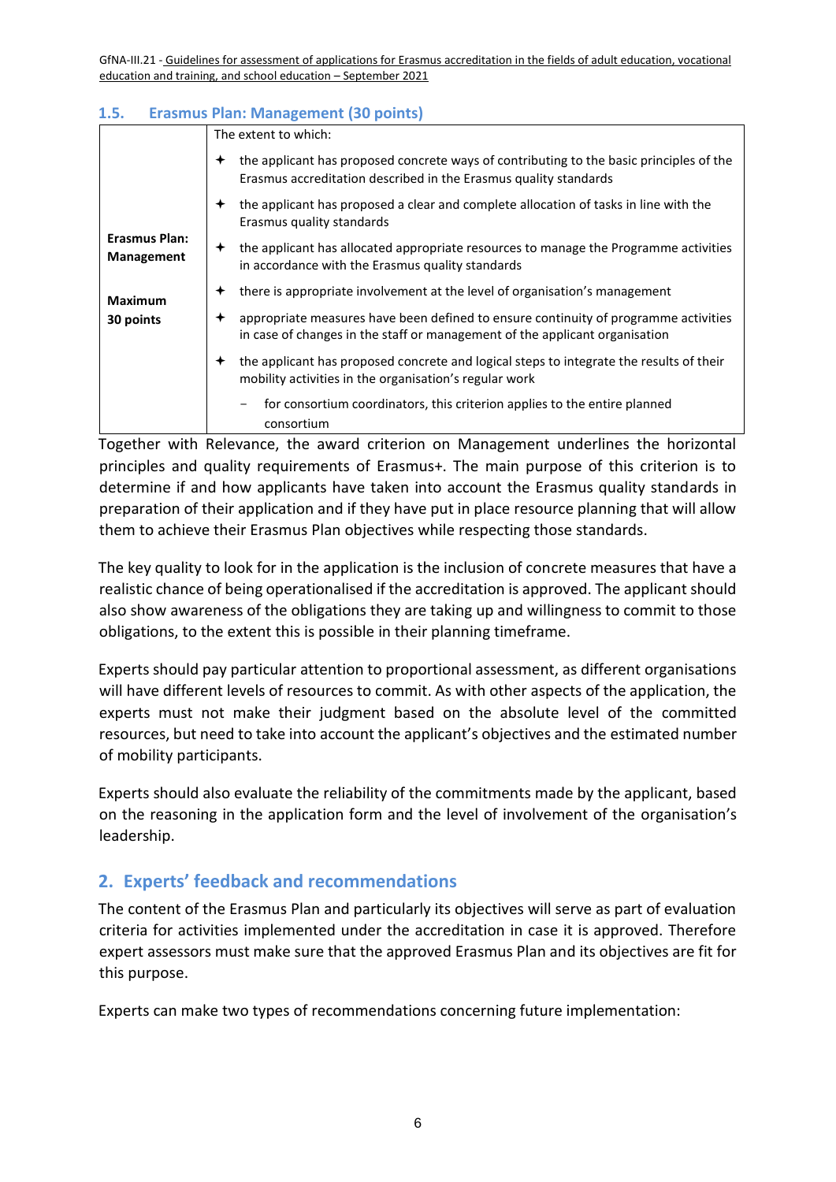### 1.5. Erasmus Plan: Management (30 points)

| | |
|---|---|
| **Erasmus Plan: Management**<br><br>**Maximum 30 points** | The extent to which:<br>✦ the applicant has proposed concrete ways of contributing to the basic principles of the Erasmus accreditation described in the Erasmus quality standards<br>✦ the applicant has proposed a clear and complete allocation of tasks in line with the Erasmus quality standards<br>✦ the applicant has allocated appropriate resources to manage the Programme activities in accordance with the Erasmus quality standards<br>✦ there is appropriate involvement at the level of organisation's management<br>✦ appropriate measures have been defined to ensure continuity of programme activities in case of changes in the staff or management of the applicant organisation<br>✦ the applicant has proposed concrete and logical steps to integrate the results of their mobility activities in the organisation's regular work<br>- for consortium coordinators, this criterion applies to the entire planned consortium |

Together with Relevance, the award criterion on Management underlines the horizontal principles and quality requirements of Erasmus+. The main purpose of this criterion is to determine if and how applicants have taken into account the Erasmus quality standards in preparation of their application and if they have put in place resource planning that will allow them to achieve their Erasmus Plan objectives while respecting those standards.

The key quality to look for in the application is the inclusion of concrete measures that have a realistic chance of being operationalised if the accreditation is approved. The applicant should also show awareness of the obligations they are taking up and willingness to commit to those obligations, to the extent this is possible in their planning timeframe.

Experts should pay particular attention to proportional assessment, as different organisations will have different levels of resources to commit. As with other aspects of the application, the experts must not make their judgment based on the absolute level of the committed resources, but need to take into account the applicant's objectives and the estimated number of mobility participants.

Experts should also evaluate the reliability of the commitments made by the applicant, based on the reasoning in the application form and the level of involvement of the organisation's leadership.

## 2. Experts' feedback and recommendations

The content of the Erasmus Plan and particularly its objectives will serve as part of evaluation criteria for activities implemented under the accreditation in case it is approved. Therefore expert assessors must make sure that the approved Erasmus Plan and its objectives are fit for this purpose.

Experts can make two types of recommendations concerning future implementation: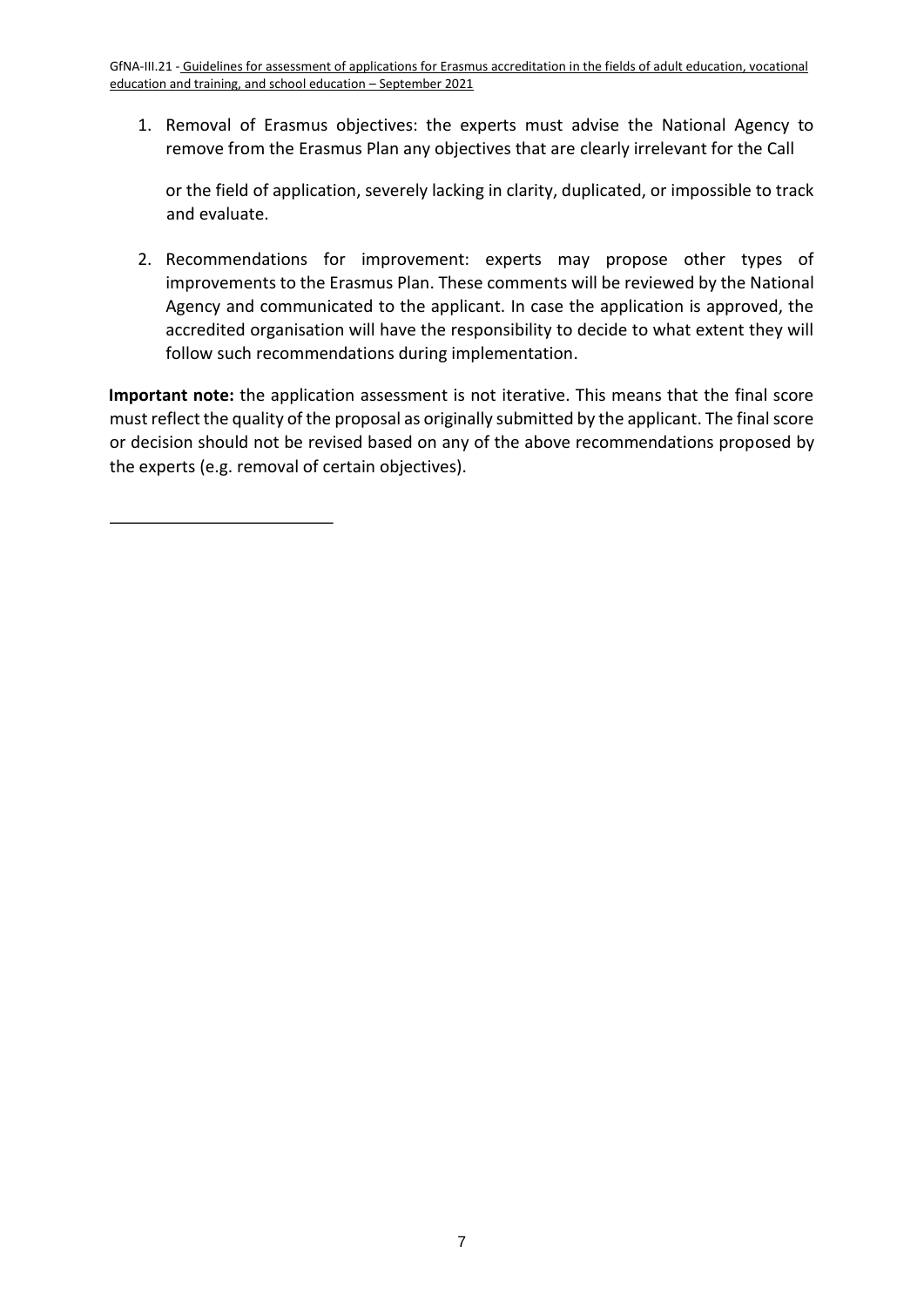1. Removal of Erasmus objectives: the experts must advise the National Agency to remove from the Erasmus Plan any objectives that are clearly irrelevant for the Call or the field of application, severely lacking in clarity, duplicated, or impossible to track and evaluate.

2. Recommendations for improvement: experts may propose other types of improvements to the Erasmus Plan. These comments will be reviewed by the National Agency and communicated to the applicant. In case the application is approved, the accredited organisation will have the responsibility to decide to what extent they will follow such recommendations during implementation.

**Important note:** the application assessment is not iterative. This means that the final score must reflect the quality of the proposal as originally submitted by the applicant. The final score or decision should not be revised based on any of the above recommendations proposed by the experts (e.g. removal of certain objectives).